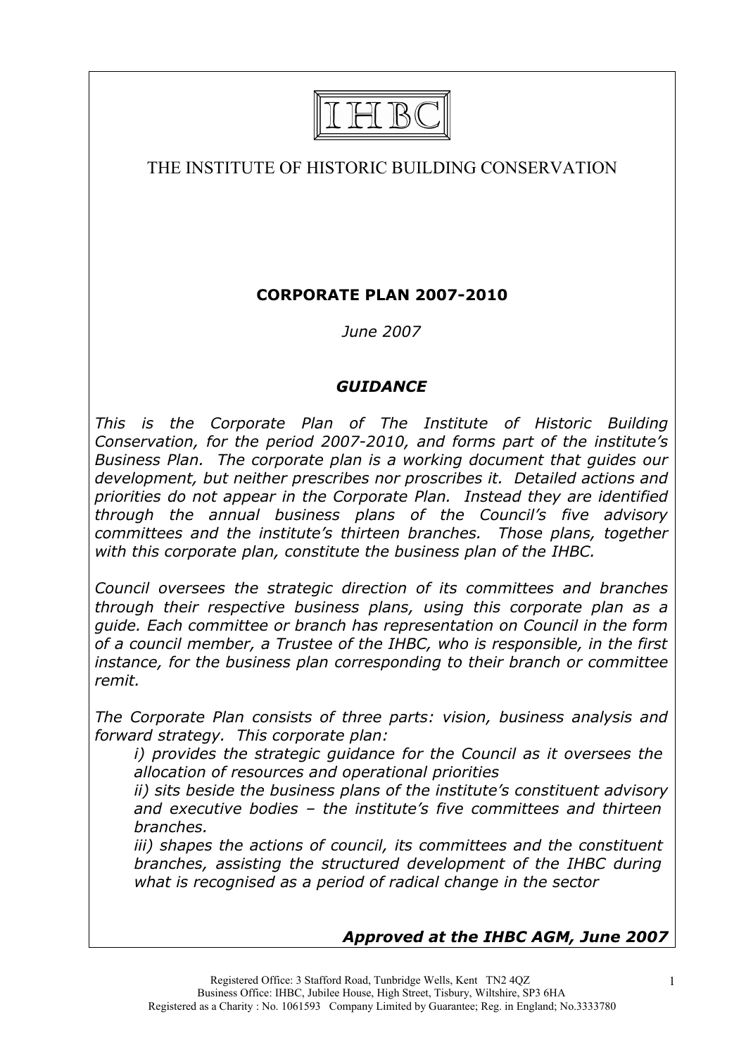IHBC

# THE INSTITUTE OF HISTORIC BUILDING CONSERVATION

## CORPORATE PLAN 2007-2010

*June 2007*

### *GUIDANCE*

*This is the Corporate Plan of The Institute of Historic Building Conservation, for the period 2007-2010, and forms part of the institute's Business Plan. The corporate plan is a working document that guides our development, but neither prescribes nor proscribes it. Detailed actions and priorities do not appear in the Corporate Plan. Instead they are identified through the annual business plans of the Council's five advisory committees and the institute's thirteen branches. Those plans, together with this corporate plan, constitute the business plan of the IHBC.*

*Council oversees the strategic direction of its committees and branches through their respective business plans, using this corporate plan as a guide. Each committee or branch has representation on Council in the form of a council member, a Trustee of the IHBC, who is responsible, in the first instance, for the business plan corresponding to their branch or committee remit.*

*The Corporate Plan consists of three parts: vision, business analysis and forward strategy. This corporate plan:*

*i) provides the strategic guidance for the Council as it oversees the allocation of resources and operational priorities*

*ii) sits beside the business plans of the institute's constituent advisory and executive bodies – the institute's five committees and thirteen branches.*

*iii) shapes the actions of council, its committees and the constituent branches, assisting the structured development of the IHBC during what is recognised as a period of radical change in the sector*

***Approved at the IHBC AGM, June 2007***

Registered Office: 3 Stafford Road, Tunbridge Wells, Kent TN2 4QZ
Business Office: IHBC, Jubilee House, High Street, Tisbury, Wiltshire, SP3 6HA
Registered as a Charity : No. 1061593 Company Limited by Guarantee; Reg. in England; No.3333780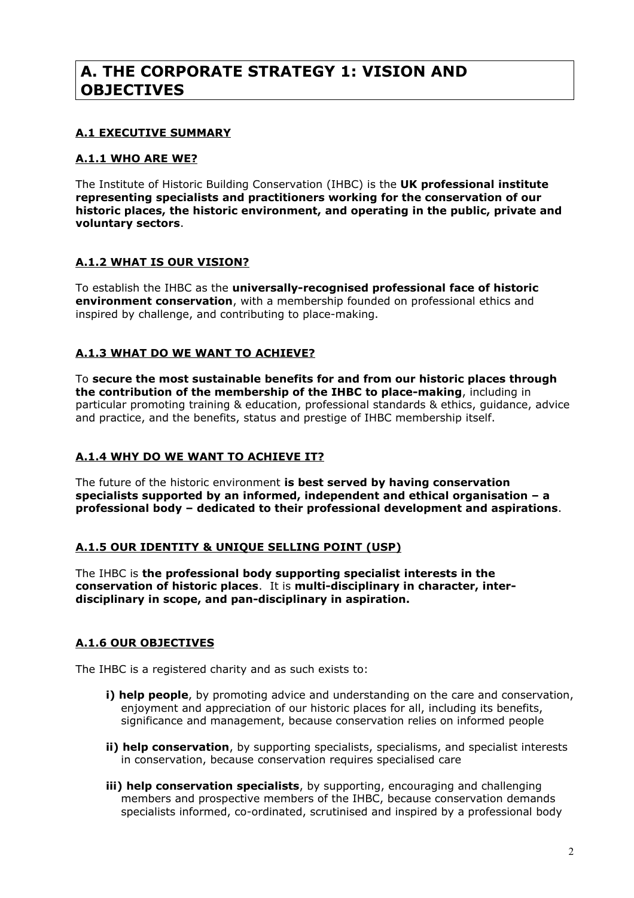# A. THE CORPORATE STRATEGY 1: VISION AND OBJECTIVES

## A.1 EXECUTIVE SUMMARY

### A.1.1 WHO ARE WE?

The Institute of Historic Building Conservation (IHBC) is the **UK professional institute representing specialists and practitioners working for the conservation of our historic places, the historic environment, and operating in the public, private and voluntary sectors**.

### A.1.2 WHAT IS OUR VISION?

To establish the IHBC as the **universally-recognised professional face of historic environment conservation**, with a membership founded on professional ethics and inspired by challenge, and contributing to place-making.

### A.1.3 WHAT DO WE WANT TO ACHIEVE?

To **secure the most sustainable benefits for and from our historic places through the contribution of the membership of the IHBC to place-making**, including in particular promoting training & education, professional standards & ethics, guidance, advice and practice, and the benefits, status and prestige of IHBC membership itself.

### A.1.4 WHY DO WE WANT TO ACHIEVE IT?

The future of the historic environment **is best served by having conservation specialists supported by an informed, independent and ethical organisation – a professional body – dedicated to their professional development and aspirations**.

### A.1.5 OUR IDENTITY & UNIQUE SELLING POINT (USP)

The IHBC is **the professional body supporting specialist interests in the conservation of historic places**. It is **multi-disciplinary in character, inter-disciplinary in scope, and pan-disciplinary in aspiration.**

### A.1.6 OUR OBJECTIVES

The IHBC is a registered charity and as such exists to:

- **i) help people**, by promoting advice and understanding on the care and conservation, enjoyment and appreciation of our historic places for all, including its benefits, significance and management, because conservation relies on informed people
- **ii) help conservation**, by supporting specialists, specialisms, and specialist interests in conservation, because conservation requires specialised care
- **iii) help conservation specialists**, by supporting, encouraging and challenging members and prospective members of the IHBC, because conservation demands specialists informed, co-ordinated, scrutinised and inspired by a professional body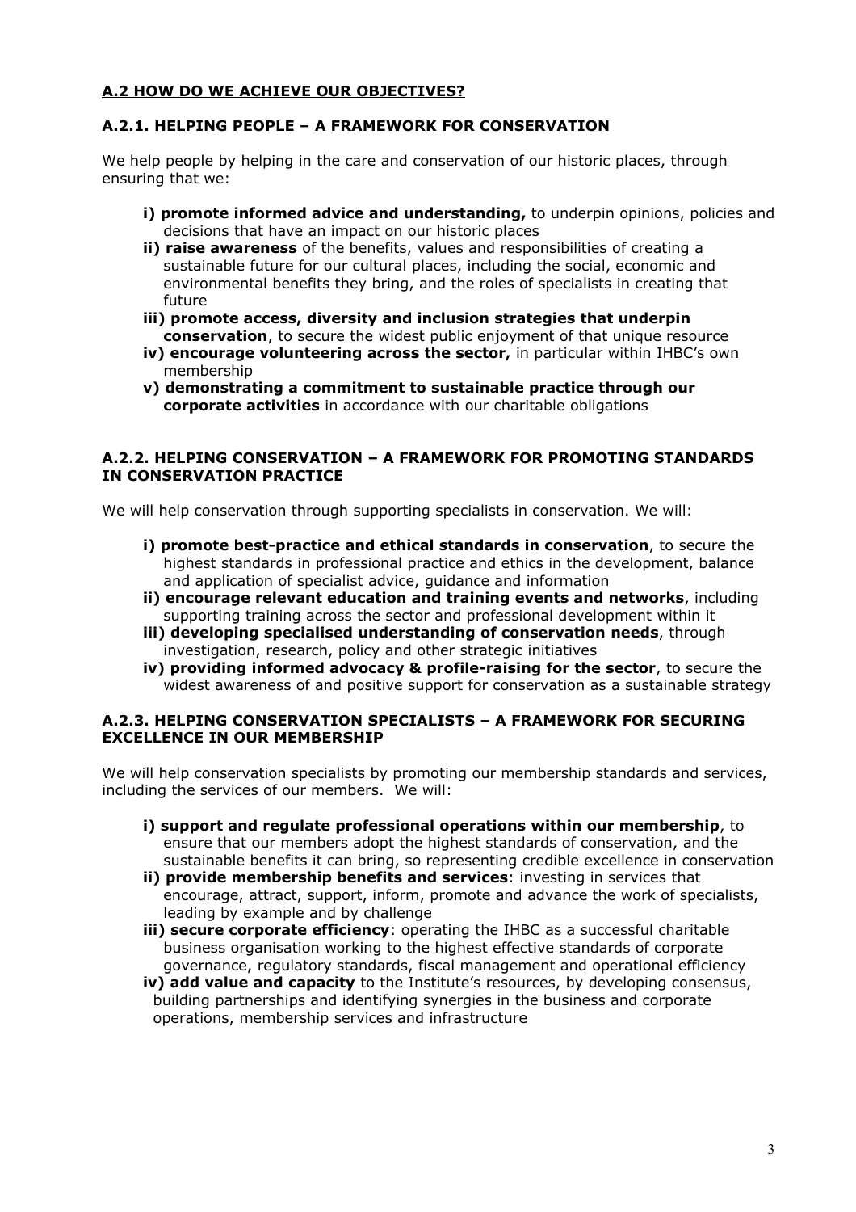## A.2 HOW DO WE ACHIEVE OUR OBJECTIVES?

### A.2.1. HELPING PEOPLE – A FRAMEWORK FOR CONSERVATION

We help people by helping in the care and conservation of our historic places, through ensuring that we:

- **i) promote informed advice and understanding,** to underpin opinions, policies and decisions that have an impact on our historic places
- **ii) raise awareness** of the benefits, values and responsibilities of creating a sustainable future for our cultural places, including the social, economic and environmental benefits they bring, and the roles of specialists in creating that future
- **iii) promote access, diversity and inclusion strategies that underpin conservation**, to secure the widest public enjoyment of that unique resource
- **iv) encourage volunteering across the sector,** in particular within IHBC's own membership
- **v) demonstrating a commitment to sustainable practice through our corporate activities** in accordance with our charitable obligations

### A.2.2. HELPING CONSERVATION – A FRAMEWORK FOR PROMOTING STANDARDS IN CONSERVATION PRACTICE

We will help conservation through supporting specialists in conservation. We will:

- **i) promote best-practice and ethical standards in conservation**, to secure the highest standards in professional practice and ethics in the development, balance and application of specialist advice, guidance and information
- **ii) encourage relevant education and training events and networks**, including supporting training across the sector and professional development within it
- **iii) developing specialised understanding of conservation needs**, through investigation, research, policy and other strategic initiatives
- **iv) providing informed advocacy & profile-raising for the sector**, to secure the widest awareness of and positive support for conservation as a sustainable strategy

### A.2.3. HELPING CONSERVATION SPECIALISTS – A FRAMEWORK FOR SECURING EXCELLENCE IN OUR MEMBERSHIP

We will help conservation specialists by promoting our membership standards and services, including the services of our members. We will:

- **i) support and regulate professional operations within our membership**, to ensure that our members adopt the highest standards of conservation, and the sustainable benefits it can bring, so representing credible excellence in conservation
- **ii) provide membership benefits and services**: investing in services that encourage, attract, support, inform, promote and advance the work of specialists, leading by example and by challenge
- **iii) secure corporate efficiency**: operating the IHBC as a successful charitable business organisation working to the highest effective standards of corporate governance, regulatory standards, fiscal management and operational efficiency
- **iv) add value and capacity** to the Institute's resources, by developing consensus, building partnerships and identifying synergies in the business and corporate operations, membership services and infrastructure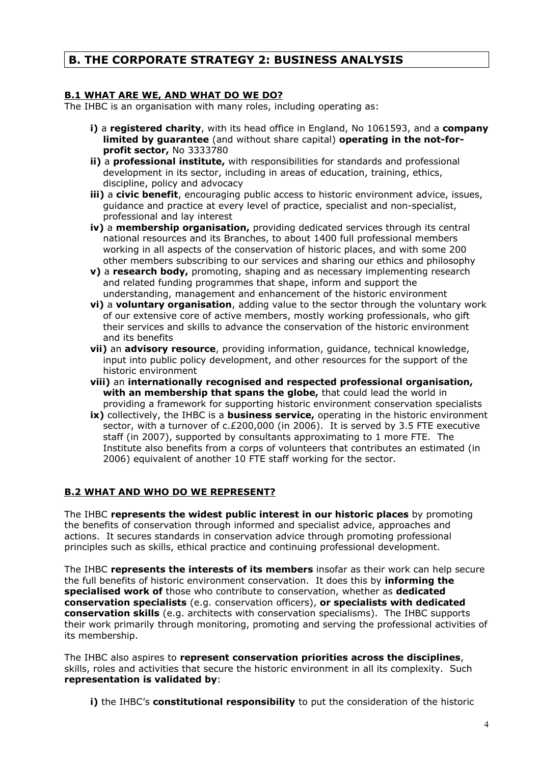## B. THE CORPORATE STRATEGY 2: BUSINESS ANALYSIS

### B.1 WHAT ARE WE, AND WHAT DO WE DO?

The IHBC is an organisation with many roles, including operating as:

- **i)** a **registered charity**, with its head office in England, No 1061593, and a **company limited by guarantee** (and without share capital) **operating in the not-for-profit sector,** No 3333780
- **ii)** a **professional institute,** with responsibilities for standards and professional development in its sector, including in areas of education, training, ethics, discipline, policy and advocacy
- **iii)** a **civic benefit**, encouraging public access to historic environment advice, issues, guidance and practice at every level of practice, specialist and non-specialist, professional and lay interest
- **iv)** a **membership organisation,** providing dedicated services through its central national resources and its Branches, to about 1400 full professional members working in all aspects of the conservation of historic places, and with some 200 other members subscribing to our services and sharing our ethics and philosophy
- **v)** a **research body,** promoting, shaping and as necessary implementing research and related funding programmes that shape, inform and support the understanding, management and enhancement of the historic environment
- **vi)** a **voluntary organisation**, adding value to the sector through the voluntary work of our extensive core of active members, mostly working professionals, who gift their services and skills to advance the conservation of the historic environment and its benefits
- **vii)** an **advisory resource**, providing information, guidance, technical knowledge, input into public policy development, and other resources for the support of the historic environment
- **viii)** an **internationally recognised and respected professional organisation, with an membership that spans the globe,** that could lead the world in providing a framework for supporting historic environment conservation specialists
- **ix)** collectively, the IHBC is a **business service,** operating in the historic environment sector, with a turnover of c.£200,000 (in 2006). It is served by 3.5 FTE executive staff (in 2007), supported by consultants approximating to 1 more FTE. The Institute also benefits from a corps of volunteers that contributes an estimated (in 2006) equivalent of another 10 FTE staff working for the sector.

### B.2 WHAT AND WHO DO WE REPRESENT?

The IHBC **represents the widest public interest in our historic places** by promoting the benefits of conservation through informed and specialist advice, approaches and actions. It secures standards in conservation advice through promoting professional principles such as skills, ethical practice and continuing professional development.

The IHBC **represents the interests of its members** insofar as their work can help secure the full benefits of historic environment conservation. It does this by **informing the specialised work of** those who contribute to conservation, whether as **dedicated conservation specialists** (e.g. conservation officers), **or specialists with dedicated conservation skills** (e.g. architects with conservation specialisms). The IHBC supports their work primarily through monitoring, promoting and serving the professional activities of its membership.

The IHBC also aspires to **represent conservation priorities across the disciplines**, skills, roles and activities that secure the historic environment in all its complexity. Such **representation is validated by**:

- **i)** the IHBC's **constitutional responsibility** to put the consideration of the historic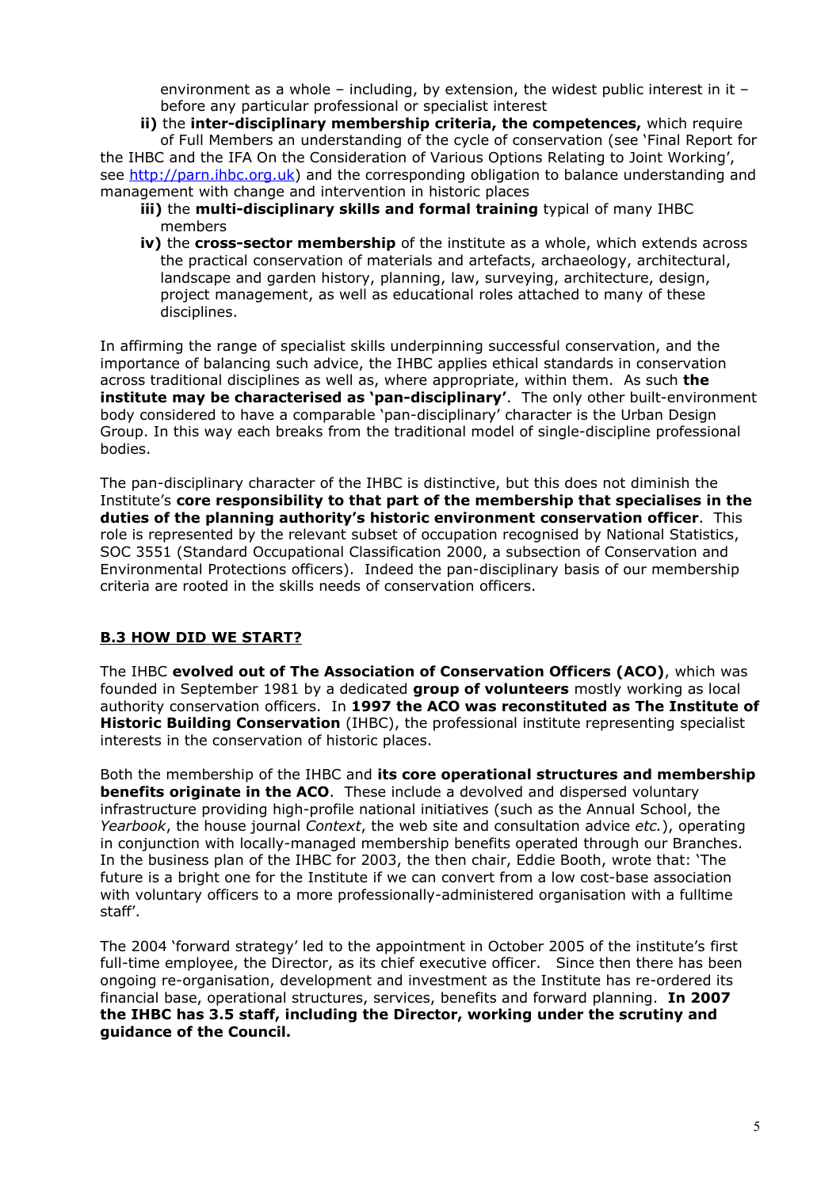environment as a whole – including, by extension, the widest public interest in it – before any particular professional or specialist interest

**ii)** the **inter-disciplinary membership criteria, the competences,** which require of Full Members an understanding of the cycle of conservation (see 'Final Report for the IHBC and the IFA On the Consideration of Various Options Relating to Joint Working', see http://parn.ihbc.org.uk) and the corresponding obligation to balance understanding and management with change and intervention in historic places

**iii)** the **multi-disciplinary skills and formal training** typical of many IHBC members

**iv)** the **cross-sector membership** of the institute as a whole, which extends across the practical conservation of materials and artefacts, archaeology, architectural, landscape and garden history, planning, law, surveying, architecture, design, project management, as well as educational roles attached to many of these disciplines.

In affirming the range of specialist skills underpinning successful conservation, and the importance of balancing such advice, the IHBC applies ethical standards in conservation across traditional disciplines as well as, where appropriate, within them. As such **the institute may be characterised as 'pan-disciplinary'**. The only other built-environment body considered to have a comparable 'pan-disciplinary' character is the Urban Design Group. In this way each breaks from the traditional model of single-discipline professional bodies.

The pan-disciplinary character of the IHBC is distinctive, but this does not diminish the Institute's **core responsibility to that part of the membership that specialises in the duties of the planning authority's historic environment conservation officer**. This role is represented by the relevant subset of occupation recognised by National Statistics, SOC 3551 (Standard Occupational Classification 2000, a subsection of Conservation and Environmental Protections officers). Indeed the pan-disciplinary basis of our membership criteria are rooted in the skills needs of conservation officers.

## B.3 HOW DID WE START?

The IHBC **evolved out of The Association of Conservation Officers (ACO)**, which was founded in September 1981 by a dedicated **group of volunteers** mostly working as local authority conservation officers. In **1997 the ACO was reconstituted as The Institute of Historic Building Conservation** (IHBC), the professional institute representing specialist interests in the conservation of historic places.

Both the membership of the IHBC and **its core operational structures and membership benefits originate in the ACO**. These include a devolved and dispersed voluntary infrastructure providing high-profile national initiatives (such as the Annual School, the *Yearbook*, the house journal *Context*, the web site and consultation advice *etc.*), operating in conjunction with locally-managed membership benefits operated through our Branches. In the business plan of the IHBC for 2003, the then chair, Eddie Booth, wrote that: 'The future is a bright one for the Institute if we can convert from a low cost-base association with voluntary officers to a more professionally-administered organisation with a fulltime staff'.

The 2004 'forward strategy' led to the appointment in October 2005 of the institute's first full-time employee, the Director, as its chief executive officer. Since then there has been ongoing re-organisation, development and investment as the Institute has re-ordered its financial base, operational structures, services, benefits and forward planning. **In 2007 the IHBC has 3.5 staff, including the Director, working under the scrutiny and guidance of the Council.**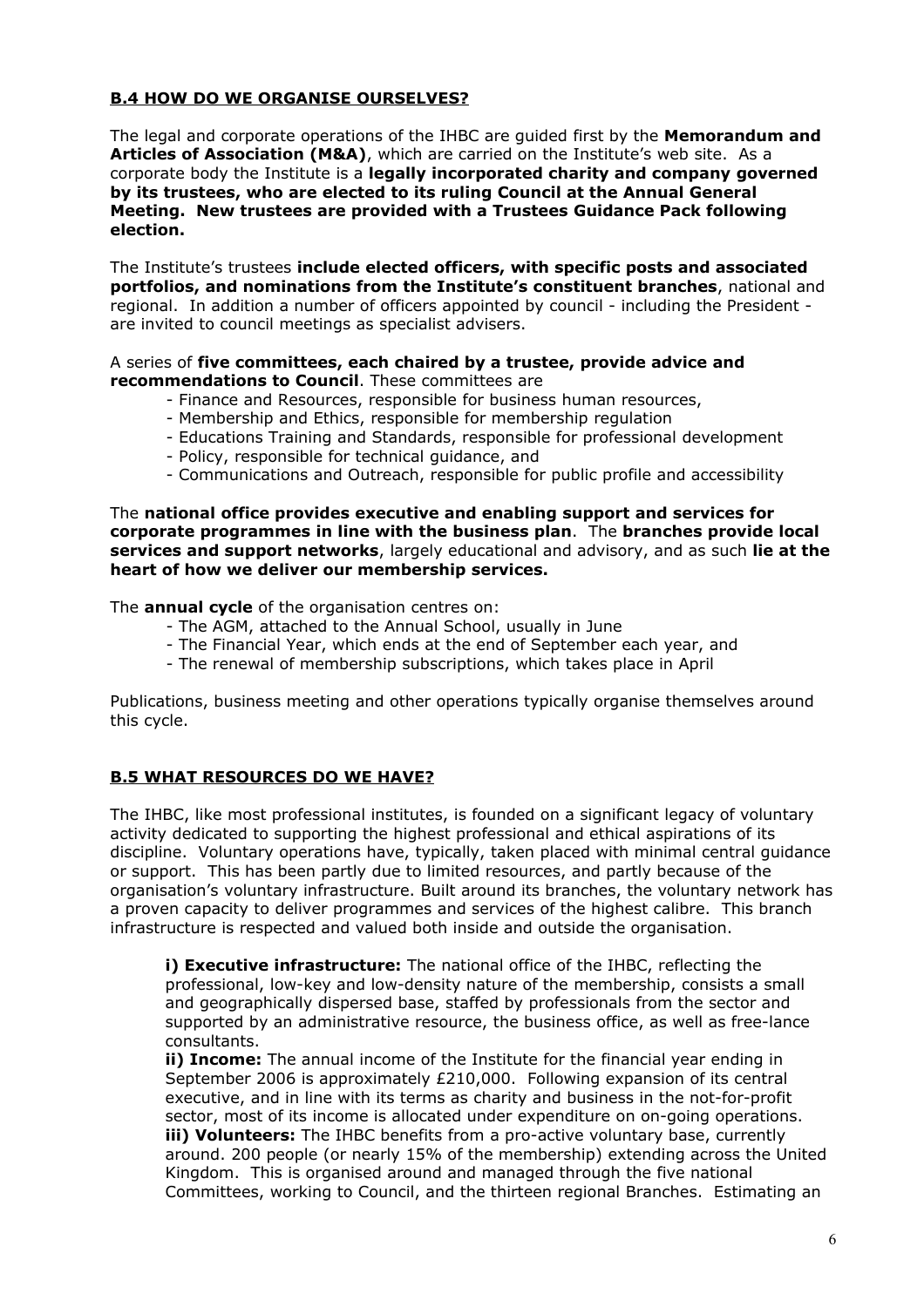## B.4 HOW DO WE ORGANISE OURSELVES?

The legal and corporate operations of the IHBC are guided first by the **Memorandum and Articles of Association (M&A)**, which are carried on the Institute's web site. As a corporate body the Institute is a **legally incorporated charity and company governed by its trustees, who are elected to its ruling Council at the Annual General Meeting. New trustees are provided with a Trustees Guidance Pack following election.**

The Institute's trustees **include elected officers, with specific posts and associated portfolios, and nominations from the Institute's constituent branches**, national and regional. In addition a number of officers appointed by council - including the President - are invited to council meetings as specialist advisers.

A series of **five committees, each chaired by a trustee, provide advice and recommendations to Council**. These committees are

- Finance and Resources, responsible for business human resources,
- Membership and Ethics, responsible for membership regulation
- Educations Training and Standards, responsible for professional development
- Policy, responsible for technical guidance, and
- Communications and Outreach, responsible for public profile and accessibility

The **national office provides executive and enabling support and services for corporate programmes in line with the business plan**. The **branches provide local services and support networks**, largely educational and advisory, and as such **lie at the heart of how we deliver our membership services.**

The **annual cycle** of the organisation centres on:

- The AGM, attached to the Annual School, usually in June
- The Financial Year, which ends at the end of September each year, and
- The renewal of membership subscriptions, which takes place in April

Publications, business meeting and other operations typically organise themselves around this cycle.

## B.5 WHAT RESOURCES DO WE HAVE?

The IHBC, like most professional institutes, is founded on a significant legacy of voluntary activity dedicated to supporting the highest professional and ethical aspirations of its discipline. Voluntary operations have, typically, taken placed with minimal central guidance or support. This has been partly due to limited resources, and partly because of the organisation's voluntary infrastructure. Built around its branches, the voluntary network has a proven capacity to deliver programmes and services of the highest calibre. This branch infrastructure is respected and valued both inside and outside the organisation.

**i) Executive infrastructure:** The national office of the IHBC, reflecting the professional, low-key and low-density nature of the membership, consists a small and geographically dispersed base, staffed by professionals from the sector and supported by an administrative resource, the business office, as well as free-lance consultants.

**ii) Income:** The annual income of the Institute for the financial year ending in September 2006 is approximately £210,000. Following expansion of its central executive, and in line with its terms as charity and business in the not-for-profit sector, most of its income is allocated under expenditure on on-going operations.

**iii) Volunteers:** The IHBC benefits from a pro-active voluntary base, currently around. 200 people (or nearly 15% of the membership) extending across the United Kingdom. This is organised around and managed through the five national Committees, working to Council, and the thirteen regional Branches. Estimating an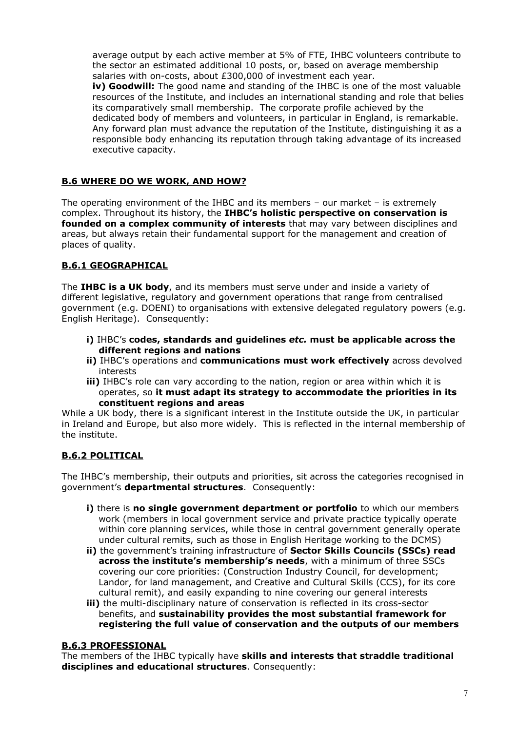average output by each active member at 5% of FTE, IHBC volunteers contribute to the sector an estimated additional 10 posts, or, based on average membership salaries with on-costs, about £300,000 of investment each year.

**iv) Goodwill:** The good name and standing of the IHBC is one of the most valuable resources of the Institute, and includes an international standing and role that belies its comparatively small membership. The corporate profile achieved by the dedicated body of members and volunteers, in particular in England, is remarkable. Any forward plan must advance the reputation of the Institute, distinguishing it as a responsible body enhancing its reputation through taking advantage of its increased executive capacity.

## B.6 WHERE DO WE WORK, AND HOW?

The operating environment of the IHBC and its members – our market – is extremely complex. Throughout its history, the **IHBC's holistic perspective on conservation is founded on a complex community of interests** that may vary between disciplines and areas, but always retain their fundamental support for the management and creation of places of quality.

### B.6.1 GEOGRAPHICAL

The **IHBC is a UK body**, and its members must serve under and inside a variety of different legislative, regulatory and government operations that range from centralised government (e.g. DOENI) to organisations with extensive delegated regulatory powers (e.g. English Heritage). Consequently:

- **i)** IHBC's **codes, standards and guidelines *etc.* must be applicable across the different regions and nations**
- **ii)** IHBC's operations and **communications must work effectively** across devolved interests
- **iii)** IHBC's role can vary according to the nation, region or area within which it is operates, so **it must adapt its strategy to accommodate the priorities in its constituent regions and areas**

While a UK body, there is a significant interest in the Institute outside the UK, in particular in Ireland and Europe, but also more widely. This is reflected in the internal membership of the institute.

### B.6.2 POLITICAL

The IHBC's membership, their outputs and priorities, sit across the categories recognised in government's **departmental structures**. Consequently:

- **i)** there is **no single government department or portfolio** to which our members work (members in local government service and private practice typically operate within core planning services, while those in central government generally operate under cultural remits, such as those in English Heritage working to the DCMS)
- **ii)** the government's training infrastructure of **Sector Skills Councils (SSCs) read across the institute's membership's needs**, with a minimum of three SSCs covering our core priorities: (Construction Industry Council, for development; Landor, for land management, and Creative and Cultural Skills (CCS), for its core cultural remit), and easily expanding to nine covering our general interests
- **iii)** the multi-disciplinary nature of conservation is reflected in its cross-sector benefits, and **sustainability provides the most substantial framework for registering the full value of conservation and the outputs of our members**

### B.6.3 PROFESSIONAL

The members of the IHBC typically have **skills and interests that straddle traditional disciplines and educational structures**. Consequently: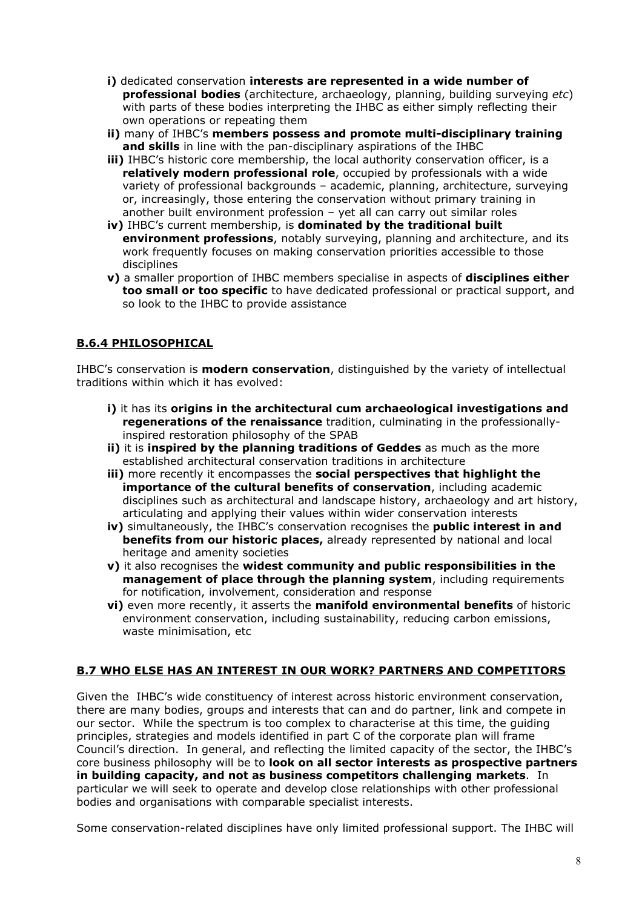- **i)** dedicated conservation **interests are represented in a wide number of professional bodies** (architecture, archaeology, planning, building surveying *etc*) with parts of these bodies interpreting the IHBC as either simply reflecting their own operations or repeating them
- **ii)** many of IHBC's **members possess and promote multi-disciplinary training and skills** in line with the pan-disciplinary aspirations of the IHBC
- **iii)** IHBC's historic core membership, the local authority conservation officer, is a **relatively modern professional role**, occupied by professionals with a wide variety of professional backgrounds – academic, planning, architecture, surveying or, increasingly, those entering the conservation without primary training in another built environment profession – yet all can carry out similar roles
- **iv)** IHBC's current membership, is **dominated by the traditional built environment professions**, notably surveying, planning and architecture, and its work frequently focuses on making conservation priorities accessible to those disciplines
- **v)** a smaller proportion of IHBC members specialise in aspects of **disciplines either too small or too specific** to have dedicated professional or practical support, and so look to the IHBC to provide assistance

### B.6.4 PHILOSOPHICAL

IHBC's conservation is **modern conservation**, distinguished by the variety of intellectual traditions within which it has evolved:

- **i)** it has its **origins in the architectural cum archaeological investigations and regenerations of the renaissance** tradition, culminating in the professionally-inspired restoration philosophy of the SPAB
- **ii)** it is **inspired by the planning traditions of Geddes** as much as the more established architectural conservation traditions in architecture
- **iii)** more recently it encompasses the **social perspectives that highlight the importance of the cultural benefits of conservation**, including academic disciplines such as architectural and landscape history, archaeology and art history, articulating and applying their values within wider conservation interests
- **iv)** simultaneously, the IHBC's conservation recognises the **public interest in and benefits from our historic places,** already represented by national and local heritage and amenity societies
- **v)** it also recognises the **widest community and public responsibilities in the management of place through the planning system**, including requirements for notification, involvement, consideration and response
- **vi)** even more recently, it asserts the **manifold environmental benefits** of historic environment conservation, including sustainability, reducing carbon emissions, waste minimisation, etc

## B.7 WHO ELSE HAS AN INTEREST IN OUR WORK? PARTNERS AND COMPETITORS

Given the IHBC's wide constituency of interest across historic environment conservation, there are many bodies, groups and interests that can and do partner, link and compete in our sector. While the spectrum is too complex to characterise at this time, the guiding principles, strategies and models identified in part C of the corporate plan will frame Council's direction. In general, and reflecting the limited capacity of the sector, the IHBC's core business philosophy will be to **look on all sector interests as prospective partners in building capacity, and not as business competitors challenging markets**. In particular we will seek to operate and develop close relationships with other professional bodies and organisations with comparable specialist interests.

Some conservation-related disciplines have only limited professional support. The IHBC will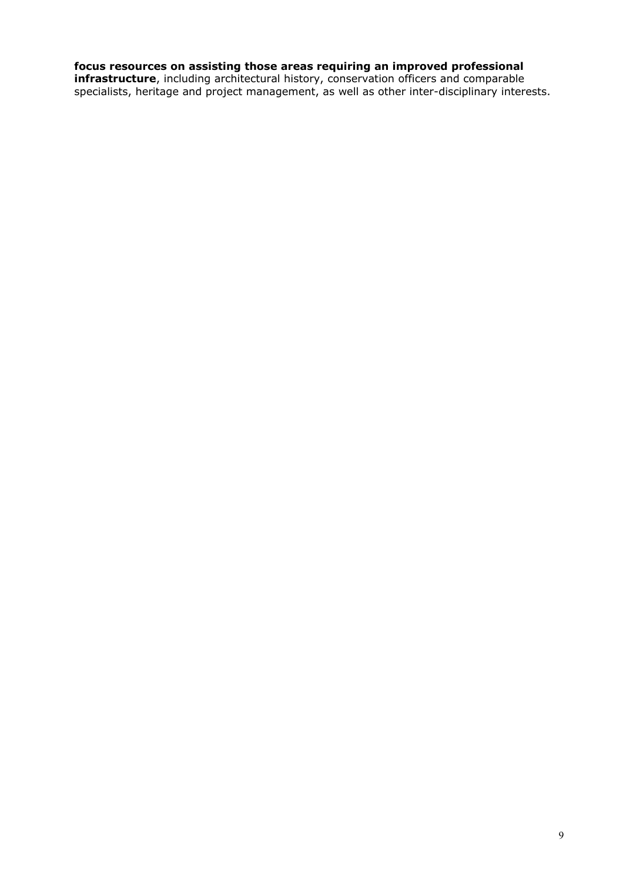**focus resources on assisting those areas requiring an improved professional infrastructure**, including architectural history, conservation officers and comparable specialists, heritage and project management, as well as other inter-disciplinary interests.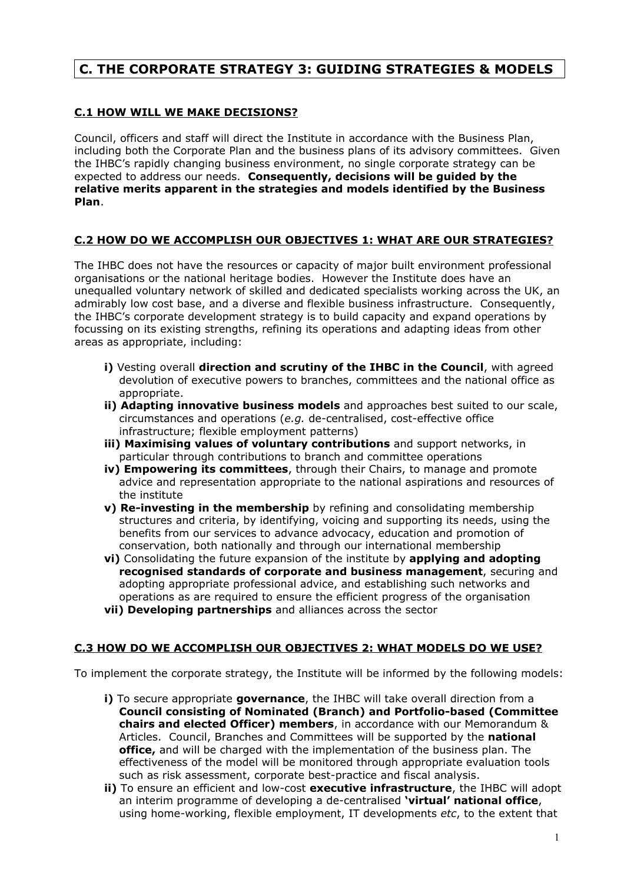# C. THE CORPORATE STRATEGY 3: GUIDING STRATEGIES & MODELS

## C.1 HOW WILL WE MAKE DECISIONS?

Council, officers and staff will direct the Institute in accordance with the Business Plan, including both the Corporate Plan and the business plans of its advisory committees. Given the IHBC's rapidly changing business environment, no single corporate strategy can be expected to address our needs. **Consequently, decisions will be guided by the relative merits apparent in the strategies and models identified by the Business Plan**.

## C.2 HOW DO WE ACCOMPLISH OUR OBJECTIVES 1: WHAT ARE OUR STRATEGIES?

The IHBC does not have the resources or capacity of major built environment professional organisations or the national heritage bodies. However the Institute does have an unequalled voluntary network of skilled and dedicated specialists working across the UK, an admirably low cost base, and a diverse and flexible business infrastructure. Consequently, the IHBC's corporate development strategy is to build capacity and expand operations by focussing on its existing strengths, refining its operations and adapting ideas from other areas as appropriate, including:

- **i)** Vesting overall **direction and scrutiny of the IHBC in the Council**, with agreed devolution of executive powers to branches, committees and the national office as appropriate.
- **ii) Adapting innovative business models** and approaches best suited to our scale, circumstances and operations (*e.g.* de-centralised, cost-effective office infrastructure; flexible employment patterns)
- **iii) Maximising values of voluntary contributions** and support networks, in particular through contributions to branch and committee operations
- **iv) Empowering its committees**, through their Chairs, to manage and promote advice and representation appropriate to the national aspirations and resources of the institute
- **v) Re-investing in the membership** by refining and consolidating membership structures and criteria, by identifying, voicing and supporting its needs, using the benefits from our services to advance advocacy, education and promotion of conservation, both nationally and through our international membership
- **vi)** Consolidating the future expansion of the institute by **applying and adopting recognised standards of corporate and business management**, securing and adopting appropriate professional advice, and establishing such networks and operations as are required to ensure the efficient progress of the organisation
- **vii) Developing partnerships** and alliances across the sector

## C.3 HOW DO WE ACCOMPLISH OUR OBJECTIVES 2: WHAT MODELS DO WE USE?

To implement the corporate strategy, the Institute will be informed by the following models:

- **i)** To secure appropriate **governance**, the IHBC will take overall direction from a **Council consisting of Nominated (Branch) and Portfolio-based (Committee chairs and elected Officer) members**, in accordance with our Memorandum & Articles. Council, Branches and Committees will be supported by the **national office,** and will be charged with the implementation of the business plan. The effectiveness of the model will be monitored through appropriate evaluation tools such as risk assessment, corporate best-practice and fiscal analysis.
- **ii)** To ensure an efficient and low-cost **executive infrastructure**, the IHBC will adopt an interim programme of developing a de-centralised **'virtual' national office**, using home-working, flexible employment, IT developments *etc*, to the extent that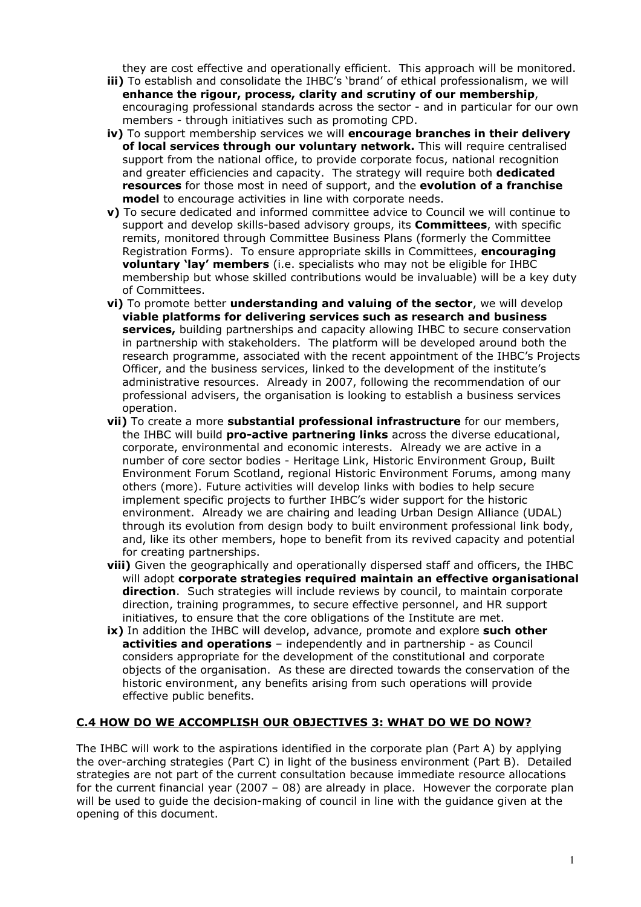they are cost effective and operationally efficient. This approach will be monitored.

- **iii)** To establish and consolidate the IHBC's 'brand' of ethical professionalism, we will **enhance the rigour, process, clarity and scrutiny of our membership**, encouraging professional standards across the sector - and in particular for our own members - through initiatives such as promoting CPD.
- **iv)** To support membership services we will **encourage branches in their delivery of local services through our voluntary network.** This will require centralised support from the national office, to provide corporate focus, national recognition and greater efficiencies and capacity. The strategy will require both **dedicated resources** for those most in need of support, and the **evolution of a franchise model** to encourage activities in line with corporate needs.
- **v)** To secure dedicated and informed committee advice to Council we will continue to support and develop skills-based advisory groups, its **Committees**, with specific remits, monitored through Committee Business Plans (formerly the Committee Registration Forms). To ensure appropriate skills in Committees, **encouraging voluntary 'lay' members** (i.e. specialists who may not be eligible for IHBC membership but whose skilled contributions would be invaluable) will be a key duty of Committees.
- **vi)** To promote better **understanding and valuing of the sector**, we will develop **viable platforms for delivering services such as research and business services,** building partnerships and capacity allowing IHBC to secure conservation in partnership with stakeholders. The platform will be developed around both the research programme, associated with the recent appointment of the IHBC's Projects Officer, and the business services, linked to the development of the institute's administrative resources. Already in 2007, following the recommendation of our professional advisers, the organisation is looking to establish a business services operation.
- **vii)** To create a more **substantial professional infrastructure** for our members, the IHBC will build **pro-active partnering links** across the diverse educational, corporate, environmental and economic interests. Already we are active in a number of core sector bodies - Heritage Link, Historic Environment Group, Built Environment Forum Scotland, regional Historic Environment Forums, among many others (more). Future activities will develop links with bodies to help secure implement specific projects to further IHBC's wider support for the historic environment. Already we are chairing and leading Urban Design Alliance (UDAL) through its evolution from design body to built environment professional link body, and, like its other members, hope to benefit from its revived capacity and potential for creating partnerships.
- **viii)** Given the geographically and operationally dispersed staff and officers, the IHBC will adopt **corporate strategies required maintain an effective organisational direction**. Such strategies will include reviews by council, to maintain corporate direction, training programmes, to secure effective personnel, and HR support initiatives, to ensure that the core obligations of the Institute are met.
- **ix)** In addition the IHBC will develop, advance, promote and explore **such other activities and operations** – independently and in partnership - as Council considers appropriate for the development of the constitutional and corporate objects of the organisation. As these are directed towards the conservation of the historic environment, any benefits arising from such operations will provide effective public benefits.

## C.4 HOW DO WE ACCOMPLISH OUR OBJECTIVES 3: WHAT DO WE DO NOW?

The IHBC will work to the aspirations identified in the corporate plan (Part A) by applying the over-arching strategies (Part C) in light of the business environment (Part B). Detailed strategies are not part of the current consultation because immediate resource allocations for the current financial year (2007 – 08) are already in place. However the corporate plan will be used to guide the decision-making of council in line with the guidance given at the opening of this document.